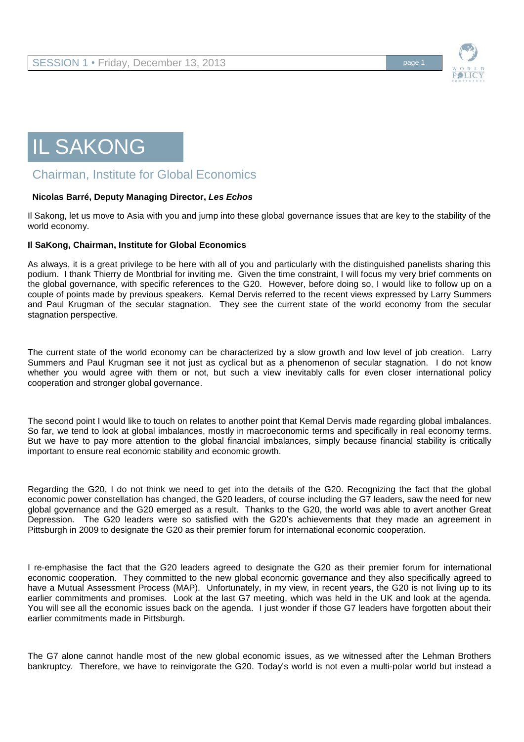# IL SAKONG

## Chairman, Institute for Global Economics

**Nicolas Barré, Deputy Managing Director, *Les Echos***

Il Sakong, let us move to Asia with you and jump into these global governance issues that are key to the stability of the world economy.

**Il SaKong, Chairman, Institute for Global Economics**

As always, it is a great privilege to be here with all of you and particularly with the distinguished panelists sharing this podium. I thank Thierry de Montbrial for inviting me. Given the time constraint, I will focus my very brief comments on the global governance, with specific references to the G20. However, before doing so, I would like to follow up on a couple of points made by previous speakers. Kemal Dervis referred to the recent views expressed by Larry Summers and Paul Krugman of the secular stagnation. They see the current state of the world economy from the secular stagnation perspective.

The current state of the world economy can be characterized by a slow growth and low level of job creation. Larry Summers and Paul Krugman see it not just as cyclical but as a phenomenon of secular stagnation. I do not know whether you would agree with them or not, but such a view inevitably calls for even closer international policy cooperation and stronger global governance.

The second point I would like to touch on relates to another point that Kemal Dervis made regarding global imbalances. So far, we tend to look at global imbalances, mostly in macroeconomic terms and specifically in real economy terms. But we have to pay more attention to the global financial imbalances, simply because financial stability is critically important to ensure real economic stability and economic growth.

Regarding the G20, I do not think we need to get into the details of the G20. Recognizing the fact that the global economic power constellation has changed, the G20 leaders, of course including the G7 leaders, saw the need for new global governance and the G20 emerged as a result. Thanks to the G20, the world was able to avert another Great Depression. The G20 leaders were so satisfied with the G20's achievements that they made an agreement in Pittsburgh in 2009 to designate the G20 as their premier forum for international economic cooperation.

I re-emphasise the fact that the G20 leaders agreed to designate the G20 as their premier forum for international economic cooperation. They committed to the new global economic governance and they also specifically agreed to have a Mutual Assessment Process (MAP). Unfortunately, in my view, in recent years, the G20 is not living up to its earlier commitments and promises. Look at the last G7 meeting, which was held in the UK and look at the agenda. You will see all the economic issues back on the agenda. I just wonder if those G7 leaders have forgotten about their earlier commitments made in Pittsburgh.

The G7 alone cannot handle most of the new global economic issues, as we witnessed after the Lehman Brothers bankruptcy. Therefore, we have to reinvigorate the G20. Today's world is not even a multi-polar world but instead a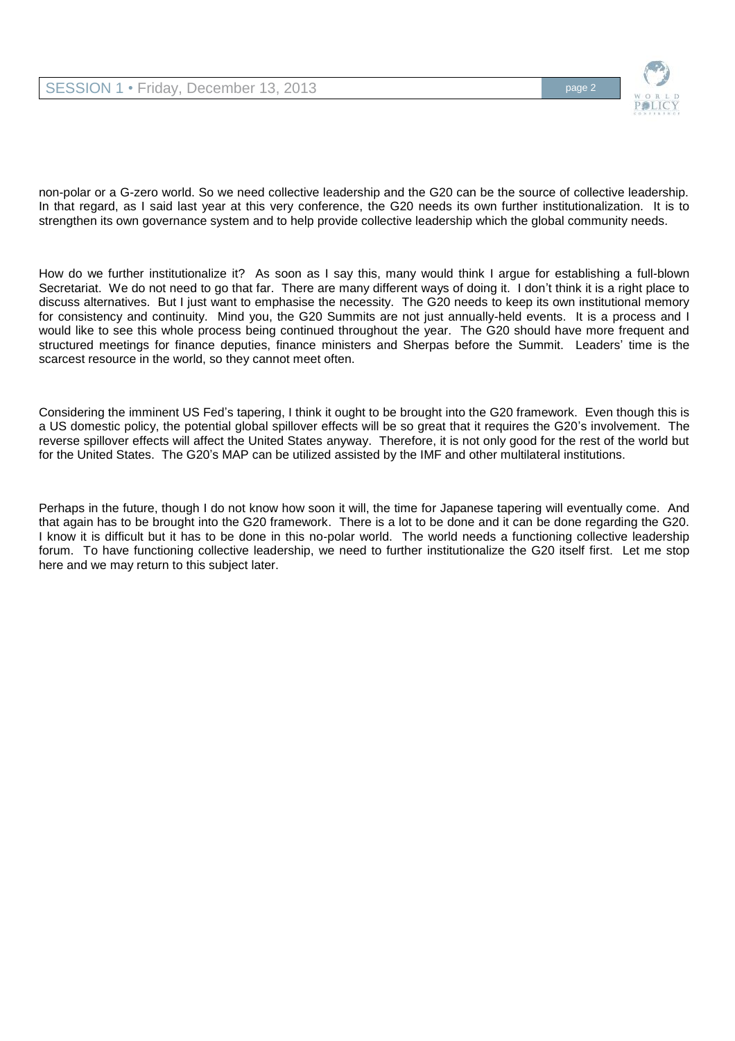non-polar or a G-zero world. So we need collective leadership and the G20 can be the source of collective leadership. In that regard, as I said last year at this very conference, the G20 needs its own further institutionalization. It is to strengthen its own governance system and to help provide collective leadership which the global community needs.

How do we further institutionalize it? As soon as I say this, many would think I argue for establishing a full-blown Secretariat. We do not need to go that far. There are many different ways of doing it. I don't think it is a right place to discuss alternatives. But I just want to emphasise the necessity. The G20 needs to keep its own institutional memory for consistency and continuity. Mind you, the G20 Summits are not just annually-held events. It is a process and I would like to see this whole process being continued throughout the year. The G20 should have more frequent and structured meetings for finance deputies, finance ministers and Sherpas before the Summit. Leaders' time is the scarcest resource in the world, so they cannot meet often.

Considering the imminent US Fed's tapering, I think it ought to be brought into the G20 framework. Even though this is a US domestic policy, the potential global spillover effects will be so great that it requires the G20's involvement. The reverse spillover effects will affect the United States anyway. Therefore, it is not only good for the rest of the world but for the United States. The G20's MAP can be utilized assisted by the IMF and other multilateral institutions.

Perhaps in the future, though I do not know how soon it will, the time for Japanese tapering will eventually come. And that again has to be brought into the G20 framework. There is a lot to be done and it can be done regarding the G20. I know it is difficult but it has to be done in this no-polar world. The world needs a functioning collective leadership forum. To have functioning collective leadership, we need to further institutionalize the G20 itself first. Let me stop here and we may return to this subject later.